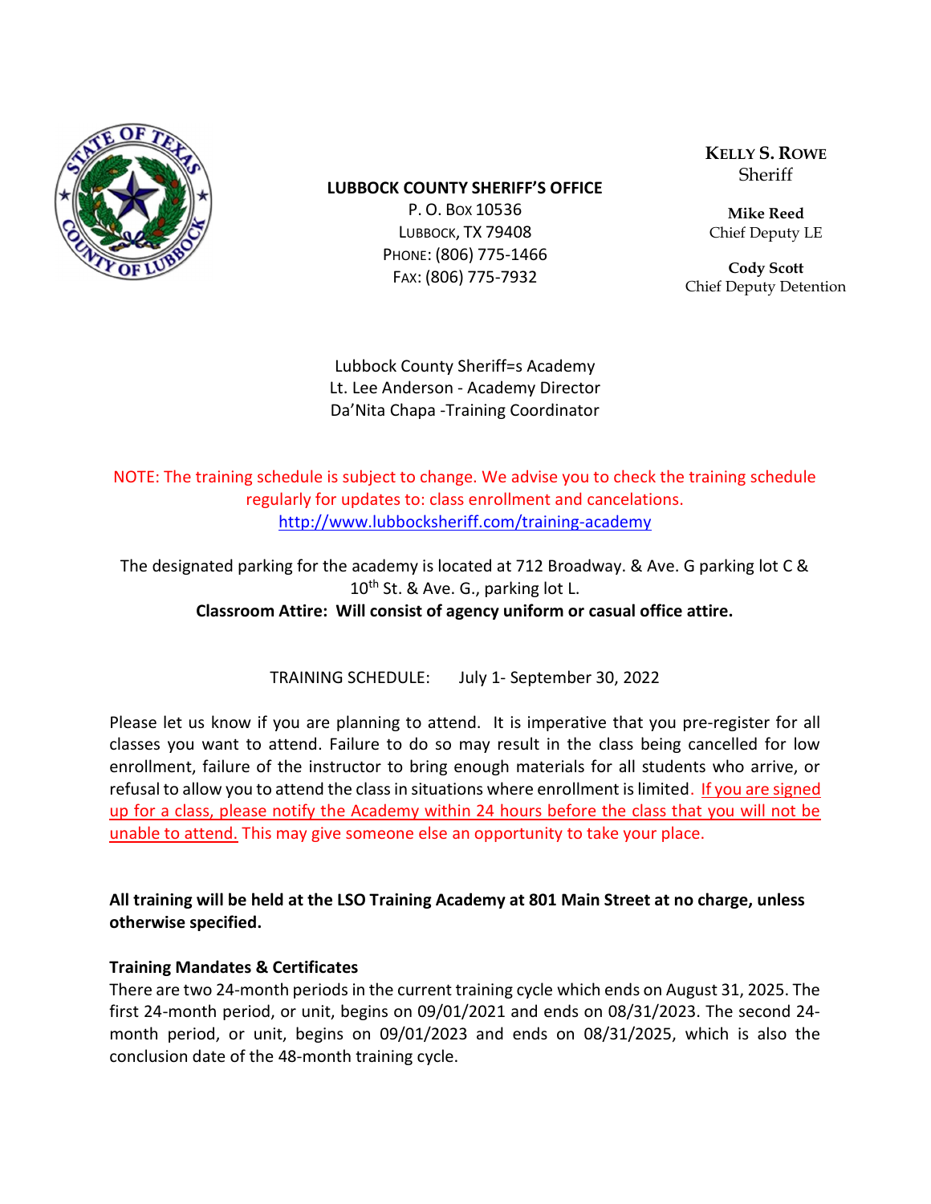**LUBBOCK COUNTY SHERIFF'S OFFICE**
P. O. Box 10536
Lubbock, TX 79408
Phone: (806) 775-1466
Fax: (806) 775-7932

**Kelly S. Rowe**
Sheriff

**Mike Reed**
Chief Deputy LE

**Cody Scott**
Chief Deputy Detention

Lubbock County Sheriff=s Academy
Lt. Lee Anderson - Academy Director
Da'Nita Chapa -Training Coordinator

NOTE: The training schedule is subject to change. We advise you to check the training schedule regularly for updates to: class enrollment and cancelations.
http://www.lubbocksheriff.com/training-academy

The designated parking for the academy is located at 712 Broadway. & Ave. G parking lot C & 10th St. & Ave. G., parking lot L.

**Classroom Attire: Will consist of agency uniform or casual office attire.**

TRAINING SCHEDULE: July 1- September 30, 2022

Please let us know if you are planning to attend. It is imperative that you pre-register for all classes you want to attend. Failure to do so may result in the class being cancelled for low enrollment, failure of the instructor to bring enough materials for all students who arrive, or refusal to allow you to attend the class in situations where enrollment is limited. If you are signed up for a class, please notify the Academy within 24 hours before the class that you will not be unable to attend. This may give someone else an opportunity to take your place.

**All training will be held at the LSO Training Academy at 801 Main Street at no charge, unless otherwise specified.**

**Training Mandates & Certificates**

There are two 24-month periods in the current training cycle which ends on August 31, 2025. The first 24-month period, or unit, begins on 09/01/2021 and ends on 08/31/2023. The second 24-month period, or unit, begins on 09/01/2023 and ends on 08/31/2025, which is also the conclusion date of the 48-month training cycle.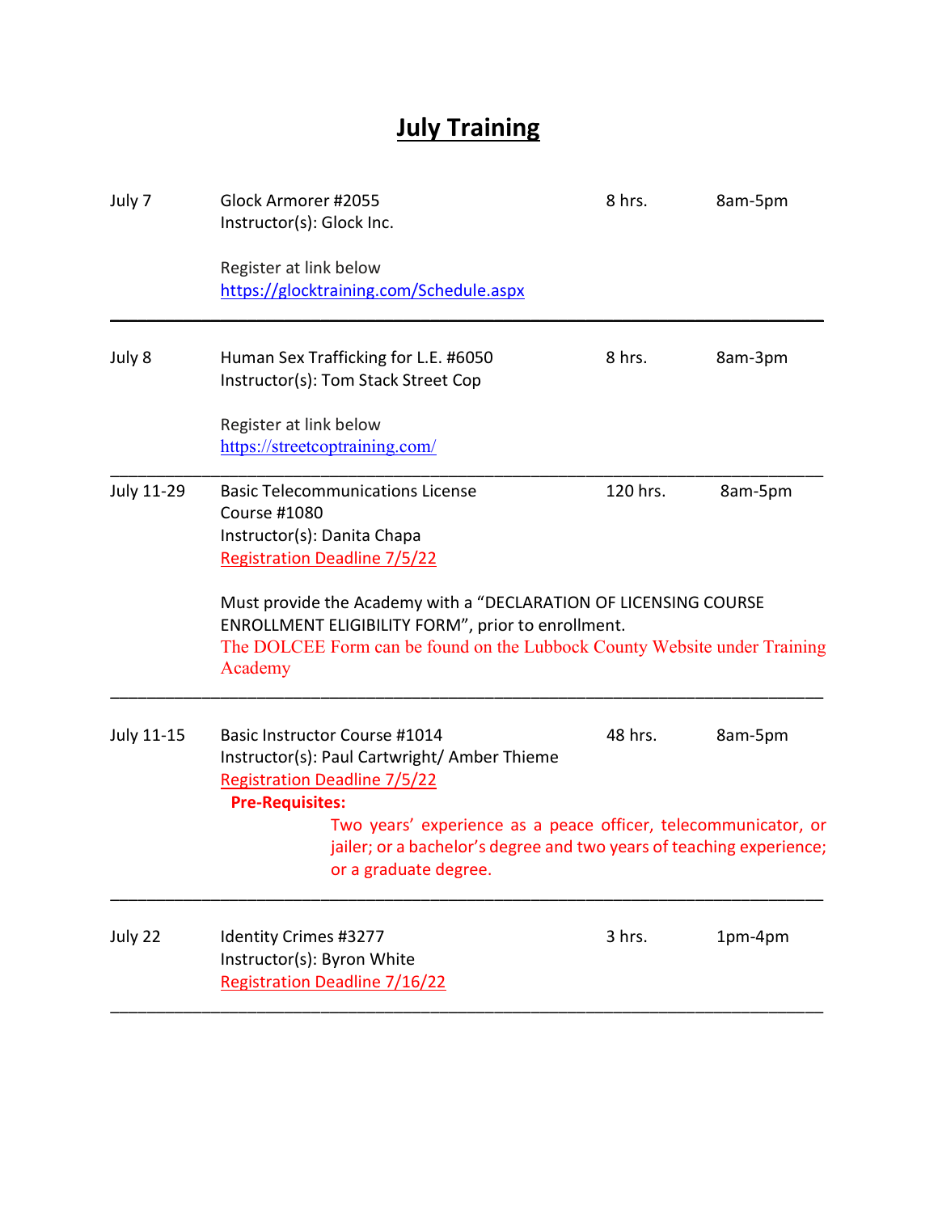# July Training

| Date | Course | Hours | Time |
|---|---|---|---|
| July 7 | Glock Armorer #2055<br>Instructor(s): Glock Inc.<br><br>Register at link below<br>https://glocktraining.com/Schedule.aspx | 8 hrs. | 8am-5pm |
| July 8 | Human Sex Trafficking for L.E. #6050<br>Instructor(s): Tom Stack Street Cop<br><br>Register at link below<br>https://streetcoptraining.com/ | 8 hrs. | 8am-3pm |
| July 11-29 | Basic Telecommunications License Course #1080<br>Instructor(s): Danita Chapa<br>Registration Deadline 7/5/22<br><br>Must provide the Academy with a "DECLARATION OF LICENSING COURSE ENROLLMENT ELIGIBILITY FORM", prior to enrollment.<br>The DOLCEE Form can be found on the Lubbock County Website under Training Academy | 120 hrs. | 8am-5pm |
| July 11-15 | Basic Instructor Course #1014<br>Instructor(s): Paul Cartwright/ Amber Thieme<br>Registration Deadline 7/5/22<br>**Pre-Requisites:**<br>Two years' experience as a peace officer, telecommunicator, or jailer; or a bachelor's degree and two years of teaching experience; or a graduate degree. | 48 hrs. | 8am-5pm |
| July 22 | Identity Crimes #3277<br>Instructor(s): Byron White<br>Registration Deadline 7/16/22 | 3 hrs. | 1pm-4pm |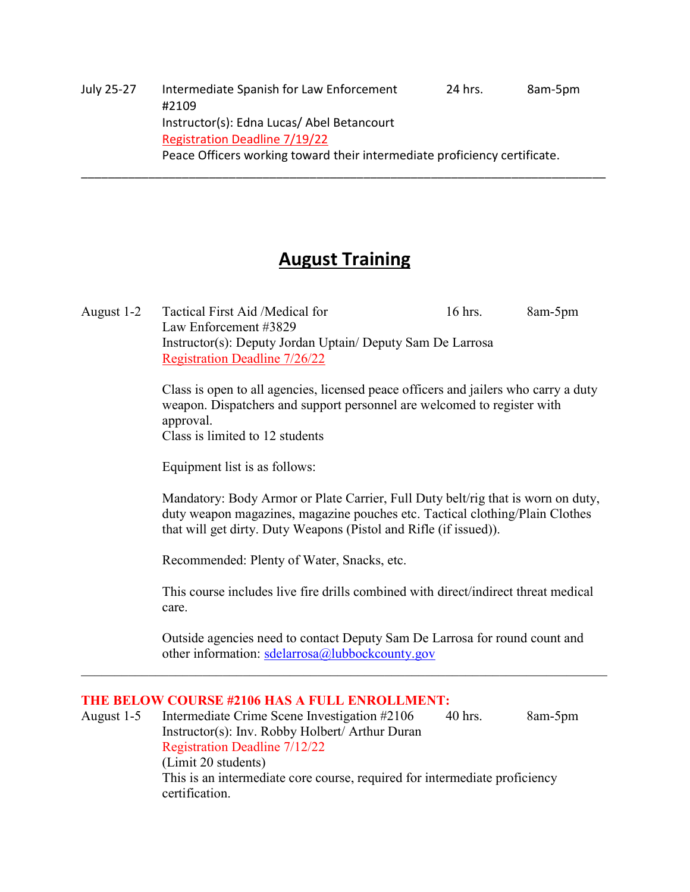July 25-27 Intermediate Spanish for Law Enforcement #2109 24 hrs. 8am-5pm

Instructor(s): Edna Lucas/ Abel Betancourt

Registration Deadline 7/19/22

Peace Officers working toward their intermediate proficiency certificate.

---

## August Training

August 1-2 Tactical First Aid /Medical for Law Enforcement #3829 16 hrs. 8am-5pm

Instructor(s): Deputy Jordan Uptain/ Deputy Sam De Larrosa

Registration Deadline 7/26/22

Class is open to all agencies, licensed peace officers and jailers who carry a duty weapon. Dispatchers and support personnel are welcomed to register with approval.
Class is limited to 12 students

Equipment list is as follows:

Mandatory: Body Armor or Plate Carrier, Full Duty belt/rig that is worn on duty, duty weapon magazines, magazine pouches etc. Tactical clothing/Plain Clothes that will get dirty. Duty Weapons (Pistol and Rifle (if issued)).

Recommended: Plenty of Water, Snacks, etc.

This course includes live fire drills combined with direct/indirect threat medical care.

Outside agencies need to contact Deputy Sam De Larrosa for round count and other information: sdelarrosa@lubbockcounty.gov

---

**THE BELOW COURSE #2106 HAS A FULL ENROLLMENT:**

August 1-5 Intermediate Crime Scene Investigation #2106 40 hrs. 8am-5pm

Instructor(s): Inv. Robby Holbert/ Arthur Duran

Registration Deadline 7/12/22

(Limit 20 students)

This is an intermediate core course, required for intermediate proficiency certification.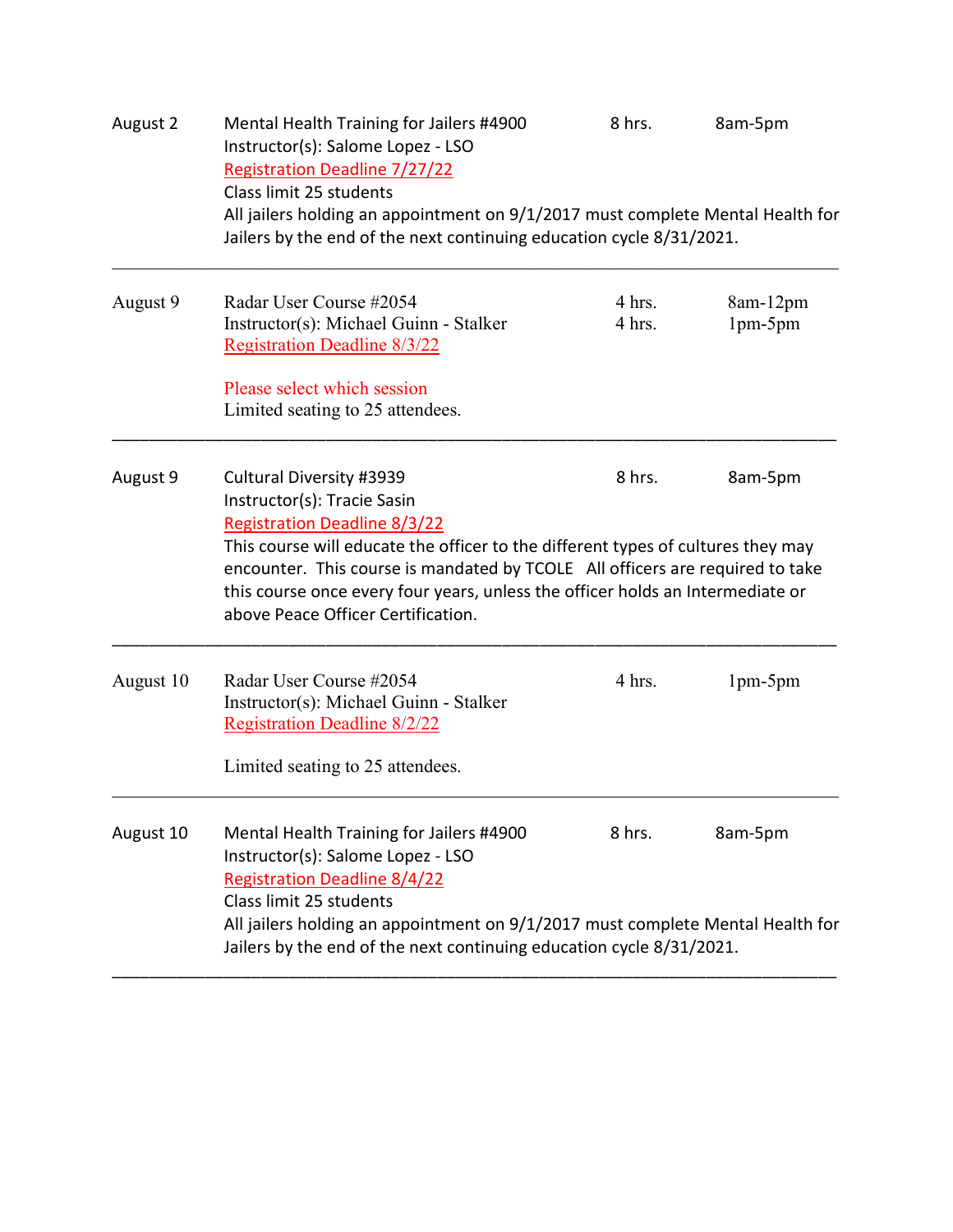| Date | Course | Hours | Time |
|---|---|---|---|
| August 2 | Mental Health Training for Jailers #4900<br>Instructor(s): Salome Lopez - LSO<br>Registration Deadline 7/27/22<br>Class limit 25 students<br>All jailers holding an appointment on 9/1/2017 must complete Mental Health for Jailers by the end of the next continuing education cycle 8/31/2021. | 8 hrs. | 8am-5pm |
| August 9 | Radar User Course #2054<br>Instructor(s): Michael Guinn - Stalker<br>Registration Deadline 8/3/22<br><br>Please select which session<br>Limited seating to 25 attendees. | 4 hrs.<br>4 hrs. | 8am-12pm<br>1pm-5pm |
| August 9 | Cultural Diversity #3939<br>Instructor(s): Tracie Sasin<br>Registration Deadline 8/3/22<br>This course will educate the officer to the different types of cultures they may encounter. This course is mandated by TCOLE All officers are required to take this course once every four years, unless the officer holds an Intermediate or above Peace Officer Certification. | 8 hrs. | 8am-5pm |
| August 10 | Radar User Course #2054<br>Instructor(s): Michael Guinn - Stalker<br>Registration Deadline 8/2/22<br><br>Limited seating to 25 attendees. | 4 hrs. | 1pm-5pm |
| August 10 | Mental Health Training for Jailers #4900<br>Instructor(s): Salome Lopez - LSO<br>Registration Deadline 8/4/22<br>Class limit 25 students<br>All jailers holding an appointment on 9/1/2017 must complete Mental Health for Jailers by the end of the next continuing education cycle 8/31/2021. | 8 hrs. | 8am-5pm |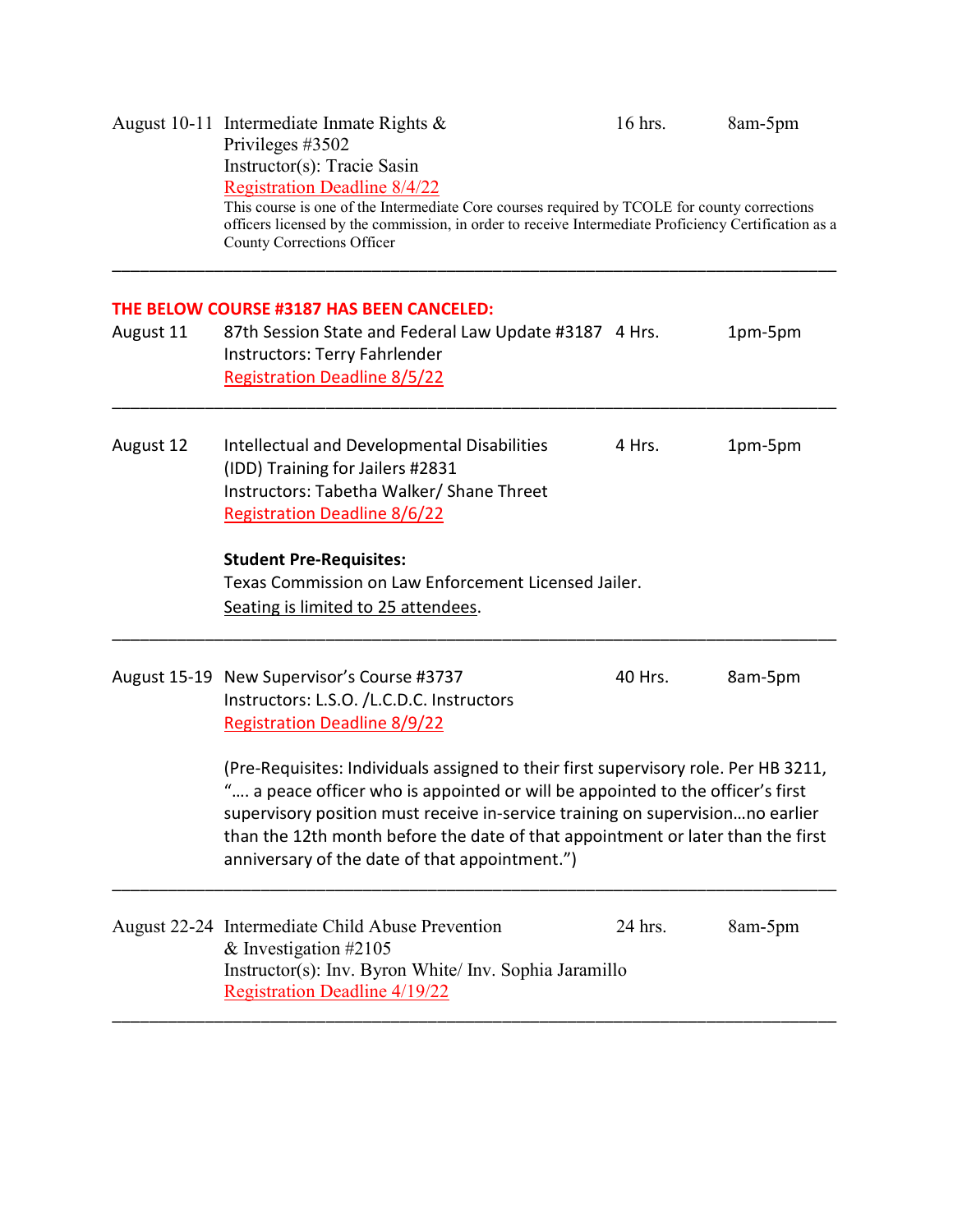August 10-11 Intermediate Inmate Rights & Privileges #3502 — 16 hrs. — 8am-5pm

Instructor(s): Tracie Sasin

Registration Deadline 8/4/22

This course is one of the Intermediate Core courses required by TCOLE for county corrections officers licensed by the commission, in order to receive Intermediate Proficiency Certification as a County Corrections Officer

---

**THE BELOW COURSE #3187 HAS BEEN CANCELED:**

August 11 — 87th Session State and Federal Law Update #3187 — 4 Hrs. — 1pm-5pm

Instructors: Terry Fahrlender

Registration Deadline 8/5/22

---

August 12 — Intellectual and Developmental Disabilities (IDD) Training for Jailers #2831 — 4 Hrs. — 1pm-5pm

Instructors: Tabetha Walker/ Shane Threet

Registration Deadline 8/6/22

**Student Pre-Requisites:**

Texas Commission on Law Enforcement Licensed Jailer.

Seating is limited to 25 attendees.

---

August 15-19 New Supervisor's Course #3737 — 40 Hrs. — 8am-5pm

Instructors: L.S.O. /L.C.D.C. Instructors

Registration Deadline 8/9/22

(Pre-Requisites: Individuals assigned to their first supervisory role. Per HB 3211, "…. a peace officer who is appointed or will be appointed to the officer's first supervisory position must receive in-service training on supervision…no earlier than the 12th month before the date of that appointment or later than the first anniversary of the date of that appointment.")

---

August 22-24 Intermediate Child Abuse Prevention & Investigation #2105 — 24 hrs. — 8am-5pm

Instructor(s): Inv. Byron White/ Inv. Sophia Jaramillo

Registration Deadline 4/19/22

---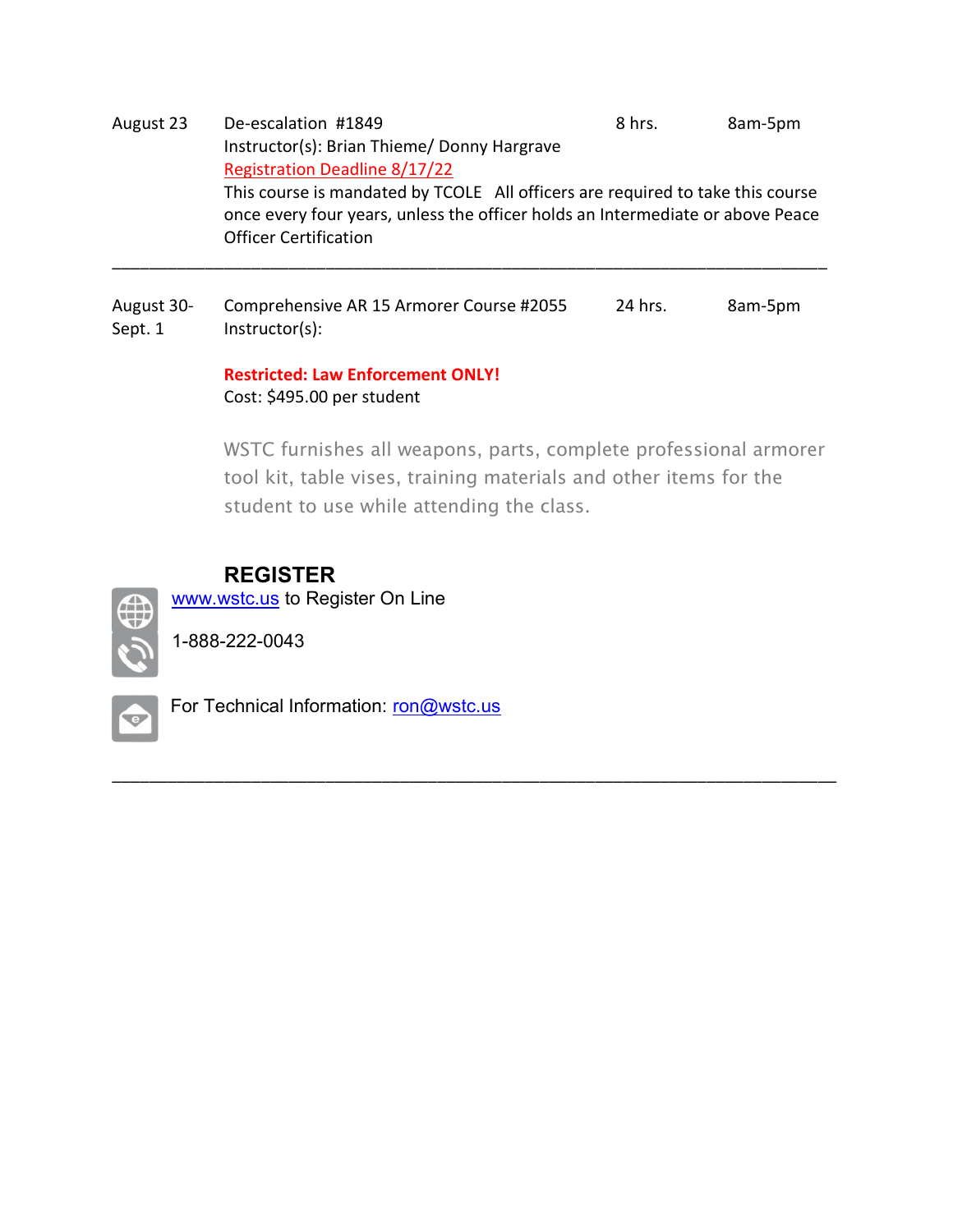| Date | Course | Hours | Time |
|---|---|---|---|
| August 23 | De-escalation #1849<br>Instructor(s): Brian Thieme/ Donny Hargrave<br>Registration Deadline 8/17/22<br>This course is mandated by TCOLE All officers are required to take this course once every four years, unless the officer holds an Intermediate or above Peace Officer Certification | 8 hrs. | 8am-5pm |

---

| Date | Course | Hours | Time |
|---|---|---|---|
| August 30- Sept. 1 | Comprehensive AR 15 Armorer Course #2055<br>Instructor(s):<br><br>**Restricted: Law Enforcement ONLY!**<br>Cost: $495.00 per student<br><br>WSTC furnishes all weapons, parts, complete professional armorer tool kit, table vises, training materials and other items for the student to use while attending the class. | 24 hrs. | 8am-5pm |

**REGISTER**

www.wstc.us to Register On Line

1-888-222-0043

For Technical Information: ron@wstc.us

---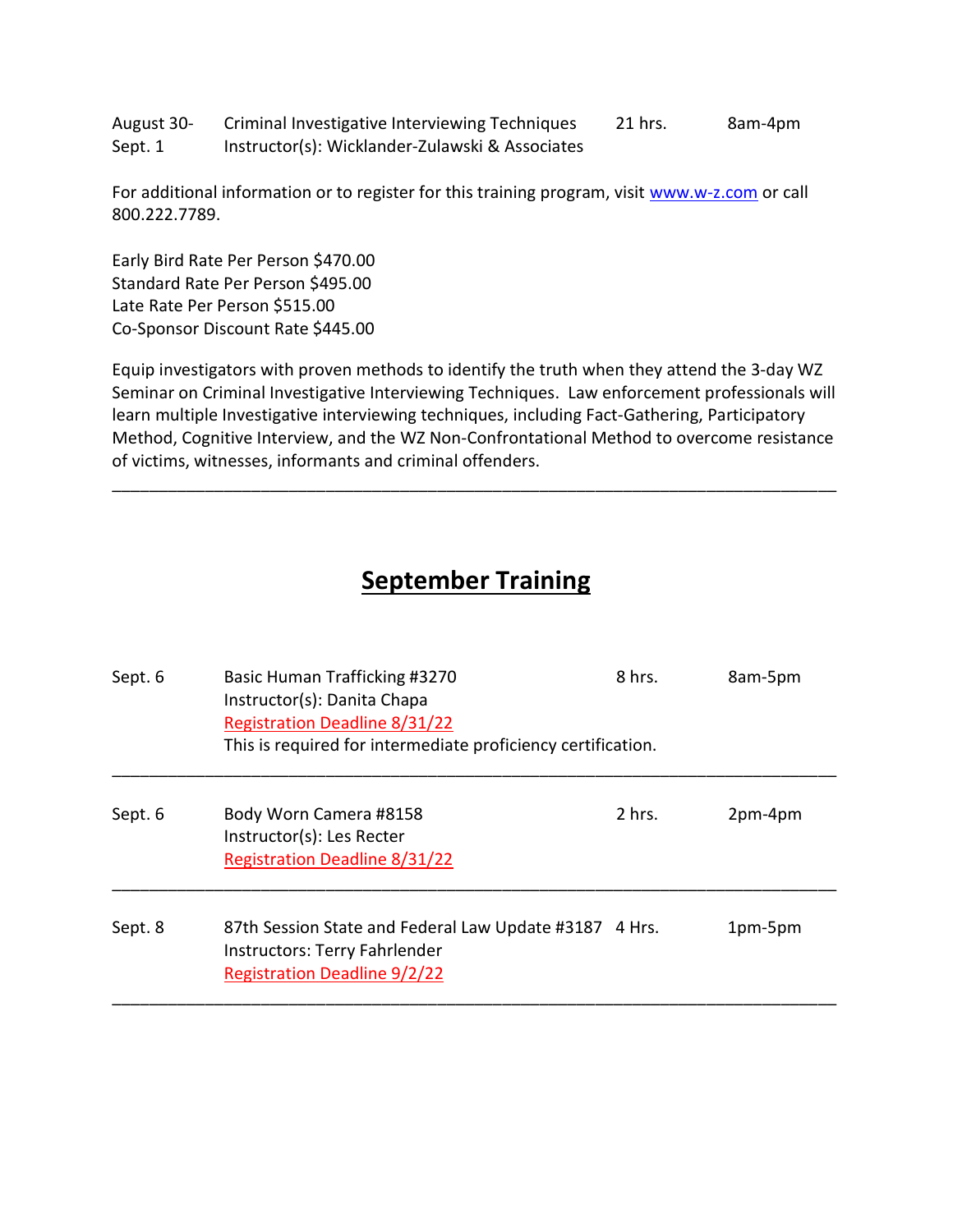| | | | |
|---|---|---|---|
| August 30-Sept. 1 | Criminal Investigative Interviewing Techniques<br>Instructor(s): Wicklander-Zulawski & Associates | 21 hrs. | 8am-4pm |

For additional information or to register for this training program, visit www.w-z.com or call 800.222.7789.

Early Bird Rate Per Person $470.00
Standard Rate Per Person $495.00
Late Rate Per Person $515.00
Co-Sponsor Discount Rate $445.00

Equip investigators with proven methods to identify the truth when they attend the 3-day WZ Seminar on Criminal Investigative Interviewing Techniques. Law enforcement professionals will learn multiple Investigative interviewing techniques, including Fact-Gathering, Participatory Method, Cognitive Interview, and the WZ Non-Confrontational Method to overcome resistance of victims, witnesses, informants and criminal offenders.

---

# September Training

| | | | |
|---|---|---|---|
| Sept. 6 | Basic Human Trafficking #3270<br>Instructor(s): Danita Chapa<br>Registration Deadline 8/31/22<br>This is required for intermediate proficiency certification. | 8 hrs. | 8am-5pm |
| Sept. 6 | Body Worn Camera #8158<br>Instructor(s): Les Recter<br>Registration Deadline 8/31/22 | 2 hrs. | 2pm-4pm |
| Sept. 8 | 87th Session State and Federal Law Update #3187<br>Instructors: Terry Fahrlender<br>Registration Deadline 9/2/22 | 4 Hrs. | 1pm-5pm |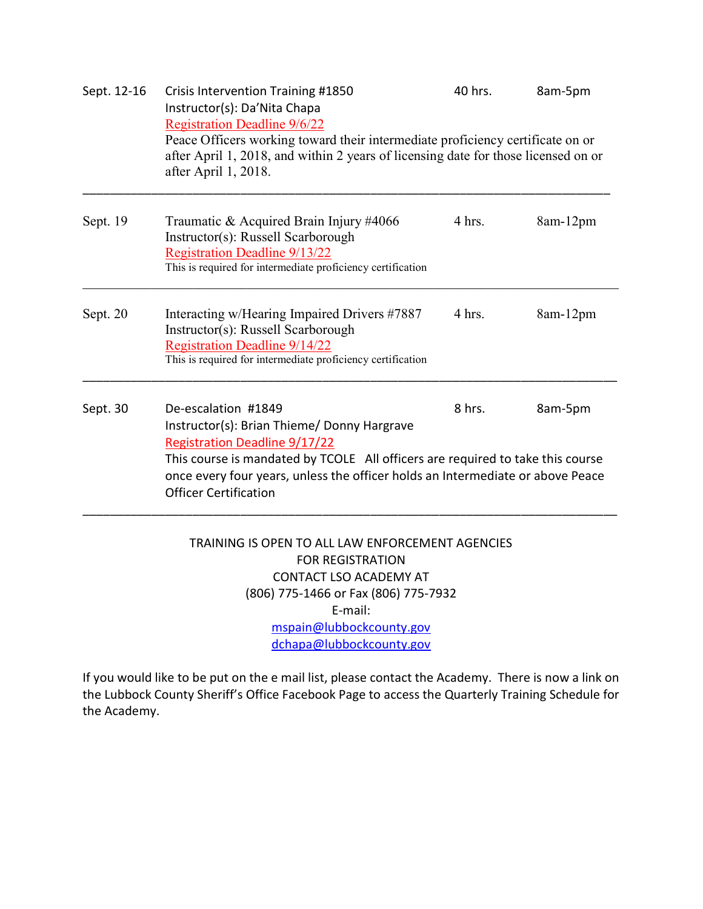| | | | |
|---|---|---|---|
| Sept. 12-16 | Crisis Intervention Training #1850<br>Instructor(s): Da'Nita Chapa<br>Registration Deadline 9/6/22<br>Peace Officers working toward their intermediate proficiency certificate on or after April 1, 2018, and within 2 years of licensing date for those licensed on or after April 1, 2018. | 40 hrs. | 8am-5pm |
| Sept. 19 | Traumatic & Acquired Brain Injury #4066<br>Instructor(s): Russell Scarborough<br>Registration Deadline 9/13/22<br>This is required for intermediate proficiency certification | 4 hrs. | 8am-12pm |
| Sept. 20 | Interacting w/Hearing Impaired Drivers #7887<br>Instructor(s): Russell Scarborough<br>Registration Deadline 9/14/22<br>This is required for intermediate proficiency certification | 4 hrs. | 8am-12pm |
| Sept. 30 | De-escalation #1849<br>Instructor(s): Brian Thieme/ Donny Hargrave<br>Registration Deadline 9/17/22<br>This course is mandated by TCOLE All officers are required to take this course once every four years, unless the officer holds an Intermediate or above Peace Officer Certification | 8 hrs. | 8am-5pm |

TRAINING IS OPEN TO ALL LAW ENFORCEMENT AGENCIES
FOR REGISTRATION
CONTACT LSO ACADEMY AT
(806) 775-1466 or Fax (806) 775-7932
E-mail:
mspain@lubbockcounty.gov
dchapa@lubbockcounty.gov

If you would like to be put on the e mail list, please contact the Academy. There is now a link on the Lubbock County Sheriff's Office Facebook Page to access the Quarterly Training Schedule for the Academy.